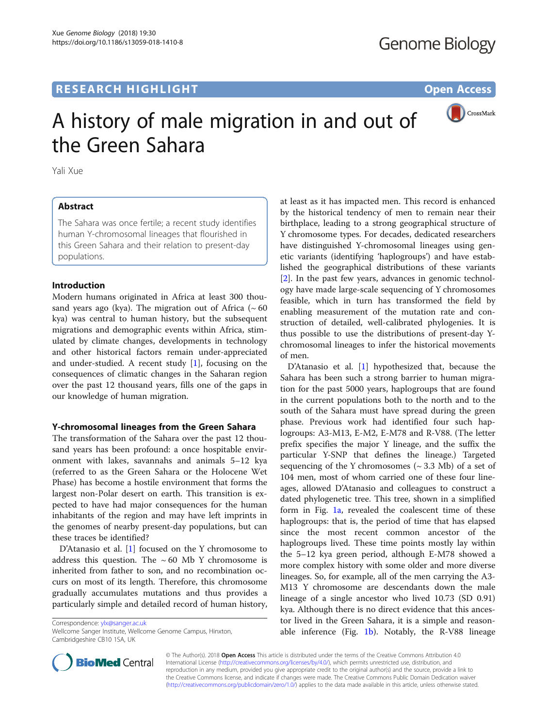RESEARCH HIGHLIGHT

Open Access

# A history of male migration in and out of the Green Sahara

Yali Xue

## Abstract

The Sahara was once fertile; a recent study identifies human Y-chromosomal lineages that flourished in this Green Sahara and their relation to present-day populations.

## Introduction

Modern humans originated in Africa at least 300 thousand years ago (kya). The migration out of Africa (~ 60 kya) was central to human history, but the subsequent migrations and demographic events within Africa, stimulated by climate changes, developments in technology and other historical factors remain under-appreciated and under-studied. A recent study [1], focusing on the consequences of climatic changes in the Saharan region over the past 12 thousand years, fills one of the gaps in our knowledge of human migration.

## Y-chromosomal lineages from the Green Sahara

The transformation of the Sahara over the past 12 thousand years has been profound: a once hospitable environment with lakes, savannahs and animals 5–12 kya (referred to as the Green Sahara or the Holocene Wet Phase) has become a hostile environment that forms the largest non-Polar desert on earth. This transition is expected to have had major consequences for the human inhabitants of the region and may have left imprints in the genomes of nearby present-day populations, but can these traces be identified?

D'Atanasio et al. [1] focused on the Y chromosome to address this question. The ~ 60 Mb Y chromosome is inherited from father to son, and no recombination occurs on most of its length. Therefore, this chromosome gradually accumulates mutations and thus provides a particularly simple and detailed record of human history, at least as it has impacted men. This record is enhanced by the historical tendency of men to remain near their birthplace, leading to a strong geographical structure of Y chromosome types. For decades, dedicated researchers have distinguished Y-chromosomal lineages using genetic variants (identifying 'haplogroups') and have established the geographical distributions of these variants [2]. In the past few years, advances in genomic technology have made large-scale sequencing of Y chromosomes feasible, which in turn has transformed the field by enabling measurement of the mutation rate and construction of detailed, well-calibrated phylogenies. It is thus possible to use the distributions of present-day Y-chromosomal lineages to infer the historical movements of men.

D'Atanasio et al. [1] hypothesized that, because the Sahara has been such a strong barrier to human migration for the past 5000 years, haplogroups that are found in the current populations both to the north and to the south of the Sahara must have spread during the green phase. Previous work had identified four such haplogroups: A3-M13, E-M2, E-M78 and R-V88. (The letter prefix specifies the major Y lineage, and the suffix the particular Y-SNP that defines the lineage.) Targeted sequencing of the Y chromosomes (~ 3.3 Mb) of a set of 104 men, most of whom carried one of these four lineages, allowed D'Atanasio and colleagues to construct a dated phylogenetic tree. This tree, shown in a simplified form in Fig. 1a, revealed the coalescent time of these haplogroups: that is, the period of time that has elapsed since the most recent common ancestor of the haplogroups lived. These time points mostly lay within the 5–12 kya green period, although E-M78 showed a more complex history with some older and more diverse lineages. So, for example, all of the men carrying the A3-M13 Y chromosome are descendants down the male lineage of a single ancestor who lived 10.73 (SD 0.91) kya. Although there is no direct evidence that this ancestor lived in the Green Sahara, it is a simple and reasonable inference (Fig. 1b). Notably, the R-V88 lineage

Correspondence: ylx@sanger.ac.uk
Wellcome Sanger Institute, Wellcome Genome Campus, Hinxton, Cambridgeshire CB10 1SA, UK

© The Author(s). 2018 **Open Access** This article is distributed under the terms of the Creative Commons Attribution 4.0 International License (http://creativecommons.org/licenses/by/4.0/), which permits unrestricted use, distribution, and reproduction in any medium, provided you give appropriate credit to the original author(s) and the source, provide a link to the Creative Commons license, and indicate if changes were made. The Creative Commons Public Domain Dedication waiver (http://creativecommons.org/publicdomain/zero/1.0/) applies to the data made available in this article, unless otherwise stated.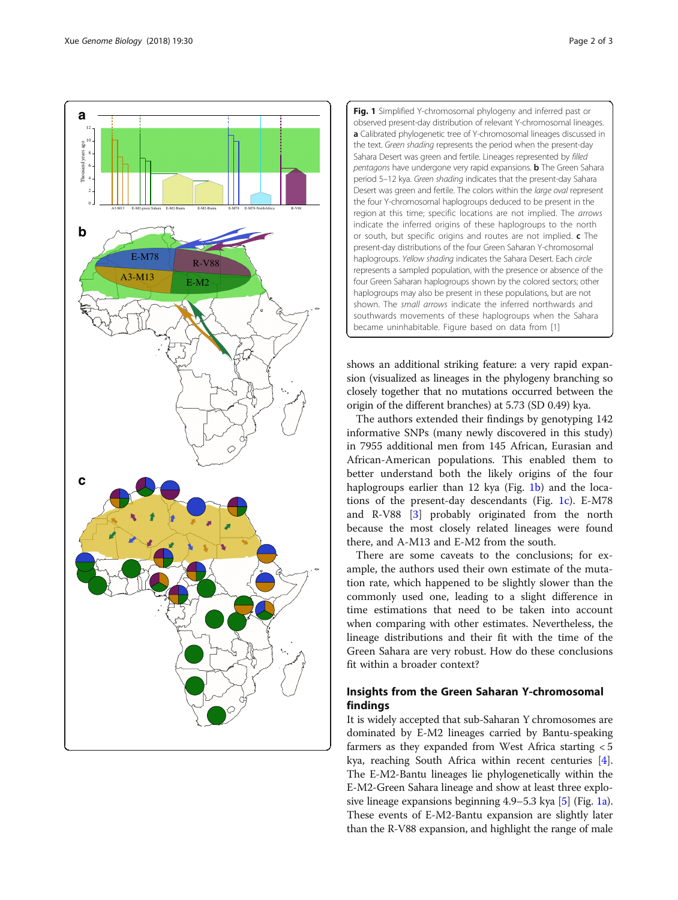**Fig. 1** Simplified Y-chromosomal phylogeny and inferred past or observed present-day distribution of relevant Y-chromosomal lineages. **a** Calibrated phylogenetic tree of Y-chromosomal lineages discussed in the text. *Green shading* represents the period when the present-day Sahara Desert was green and fertile. Lineages represented by *filled pentagons* have undergone very rapid expansions. **b** The Green Sahara period 5–12 kya. *Green shading* indicates that the present-day Sahara Desert was green and fertile. The colors within the *large oval* represent the four Y-chromosomal haplogroups deduced to be present in the region at this time; specific locations are not implied. The *arrows* indicate the inferred origins of these haplogroups to the north or south, but specific origins and routes are not implied. **c** The present-day distributions of the four Green Saharan Y-chromosomal haplogroups. *Yellow shading* indicates the Sahara Desert. Each *circle* represents a sampled population, with the presence or absence of the four Green Saharan haplogroups shown by the colored sectors; other haplogroups may also be present in these populations, but are not shown. The *small arrows* indicate the inferred northwards and southwards movements of these haplogroups when the Sahara became uninhabitable. Figure based on data from [1]

shows an additional striking feature: a very rapid expansion (visualized as lineages in the phylogeny branching so closely together that no mutations occurred between the origin of the different branches) at 5.73 (SD 0.49) kya.

The authors extended their findings by genotyping 142 informative SNPs (many newly discovered in this study) in 7955 additional men from 145 African, Eurasian and African-American populations. This enabled them to better understand both the likely origins of the four haplogroups earlier than 12 kya (Fig. 1b) and the locations of the present-day descendants (Fig. 1c). E-M78 and R-V88 [3] probably originated from the north because the most closely related lineages were found there, and A-M13 and E-M2 from the south.

There are some caveats to the conclusions; for example, the authors used their own estimate of the mutation rate, which happened to be slightly slower than the commonly used one, leading to a slight difference in time estimations that need to be taken into account when comparing with other estimates. Nevertheless, the lineage distributions and their fit with the time of the Green Sahara are very robust. How do these conclusions fit within a broader context?

## Insights from the Green Saharan Y-chromosomal findings

It is widely accepted that sub-Saharan Y chromosomes are dominated by E-M2 lineages carried by Bantu-speaking farmers as they expanded from West Africa starting < 5 kya, reaching South Africa within recent centuries [4]. The E-M2-Bantu lineages lie phylogenetically within the E-M2-Green Sahara lineage and show at least three explosive lineage expansions beginning 4.9–5.3 kya [5] (Fig. 1a). These events of E-M2-Bantu expansion are slightly later than the R-V88 expansion, and highlight the range of male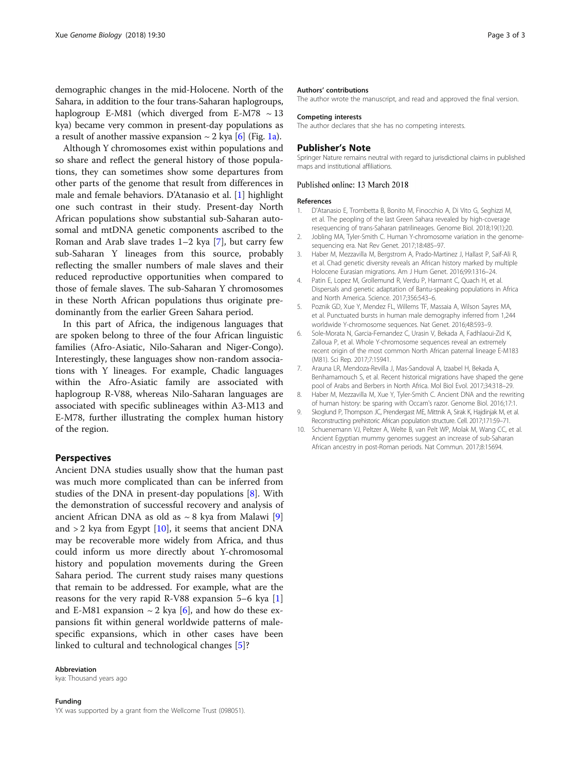demographic changes in the mid-Holocene. North of the Sahara, in addition to the four trans-Saharan haplogroups, haplogroup E-M81 (which diverged from E-M78 ~ 13 kya) became very common in present-day populations as a result of another massive expansion ~ 2 kya [6] (Fig. 1a).

Although Y chromosomes exist within populations and so share and reflect the general history of those populations, they can sometimes show some departures from other parts of the genome that result from differences in male and female behaviors. D'Atanasio et al. [1] highlight one such contrast in their study. Present-day North African populations show substantial sub-Saharan autosomal and mtDNA genetic components ascribed to the Roman and Arab slave trades 1–2 kya [7], but carry few sub-Saharan Y lineages from this source, probably reflecting the smaller numbers of male slaves and their reduced reproductive opportunities when compared to those of female slaves. The sub-Saharan Y chromosomes in these North African populations thus originate predominantly from the earlier Green Sahara period.

In this part of Africa, the indigenous languages that are spoken belong to three of the four African linguistic families (Afro-Asiatic, Nilo-Saharan and Niger-Congo). Interestingly, these languages show non-random associations with Y lineages. For example, Chadic languages within the Afro-Asiatic family are associated with haplogroup R-V88, whereas Nilo-Saharan languages are associated with specific sublineages within A3-M13 and E-M78, further illustrating the complex human history of the region.

## Perspectives

Ancient DNA studies usually show that the human past was much more complicated than can be inferred from studies of the DNA in present-day populations [8]. With the demonstration of successful recovery and analysis of ancient African DNA as old as ~ 8 kya from Malawi [9] and > 2 kya from Egypt [10], it seems that ancient DNA may be recoverable more widely from Africa, and thus could inform us more directly about Y-chromosomal history and population movements during the Green Sahara period. The current study raises many questions that remain to be addressed. For example, what are the reasons for the very rapid R-V88 expansion 5–6 kya [1] and E-M81 expansion ~ 2 kya [6], and how do these expansions fit within general worldwide patterns of male-specific expansions, which in other cases have been linked to cultural and technological changes [5]?

#### Abbreviation

kya: Thousand years ago

#### Funding

YX was supported by a grant from the Wellcome Trust (098051).

#### Authors' contributions

The author wrote the manuscript, and read and approved the final version.

#### Competing interests

The author declares that she has no competing interests.

### Publisher's Note

Springer Nature remains neutral with regard to jurisdictional claims in published maps and institutional affiliations.

Published online: 13 March 2018

#### References

1. D'Atanasio E, Trombetta B, Bonito M, Finocchio A, Di Vito G, Seghizzi M, et al. The peopling of the last Green Sahara revealed by high-coverage resequencing of trans-Saharan patrilineages. Genome Biol. 2018;19(1):20.
2. Jobling MA, Tyler-Smith C. Human Y-chromosome variation in the genome-sequencing era. Nat Rev Genet. 2017;18:485–97.
3. Haber M, Mezzavilla M, Bergstrom A, Prado-Martinez J, Hallast P, Saif-Ali R, et al. Chad genetic diversity reveals an African history marked by multiple Holocene Eurasian migrations. Am J Hum Genet. 2016;99:1316–24.
4. Patin E, Lopez M, Grollemund R, Verdu P, Harmant C, Quach H, et al. Dispersals and genetic adaptation of Bantu-speaking populations in Africa and North America. Science. 2017;356:543–6.
5. Poznik GD, Xue Y, Mendez FL, Willems TF, Massaia A, Wilson Sayres MA, et al. Punctuated bursts in human male demography inferred from 1,244 worldwide Y-chromosome sequences. Nat Genet. 2016;48:593–9.
6. Sole-Morata N, Garcia-Fernandez C, Urasin V, Bekada A, Fadhlaoui-Zid K, Zalloua P, et al. Whole Y-chromosome sequences reveal an extremely recent origin of the most common North African paternal lineage E-M183 (M81). Sci Rep. 2017;7:15941.
7. Arauna LR, Mendoza-Revilla J, Mas-Sandoval A, Izaabel H, Bekada A, Benhamamouch S, et al. Recent historical migrations have shaped the gene pool of Arabs and Berbers in North Africa. Mol Biol Evol. 2017;34:318–29.
8. Haber M, Mezzavilla M, Xue Y, Tyler-Smith C. Ancient DNA and the rewriting of human history: be sparing with Occam's razor. Genome Biol. 2016;17:1.
9. Skoglund P, Thompson JC, Prendergast ME, Mittnik A, Sirak K, Hajdinjak M, et al. Reconstructing prehistoric African population structure. Cell. 2017;171:59–71.
10. Schuenemann VJ, Peltzer A, Welte B, van Pelt WP, Molak M, Wang CC, et al. Ancient Egyptian mummy genomes suggest an increase of sub-Saharan African ancestry in post-Roman periods. Nat Commun. 2017;8:15694.